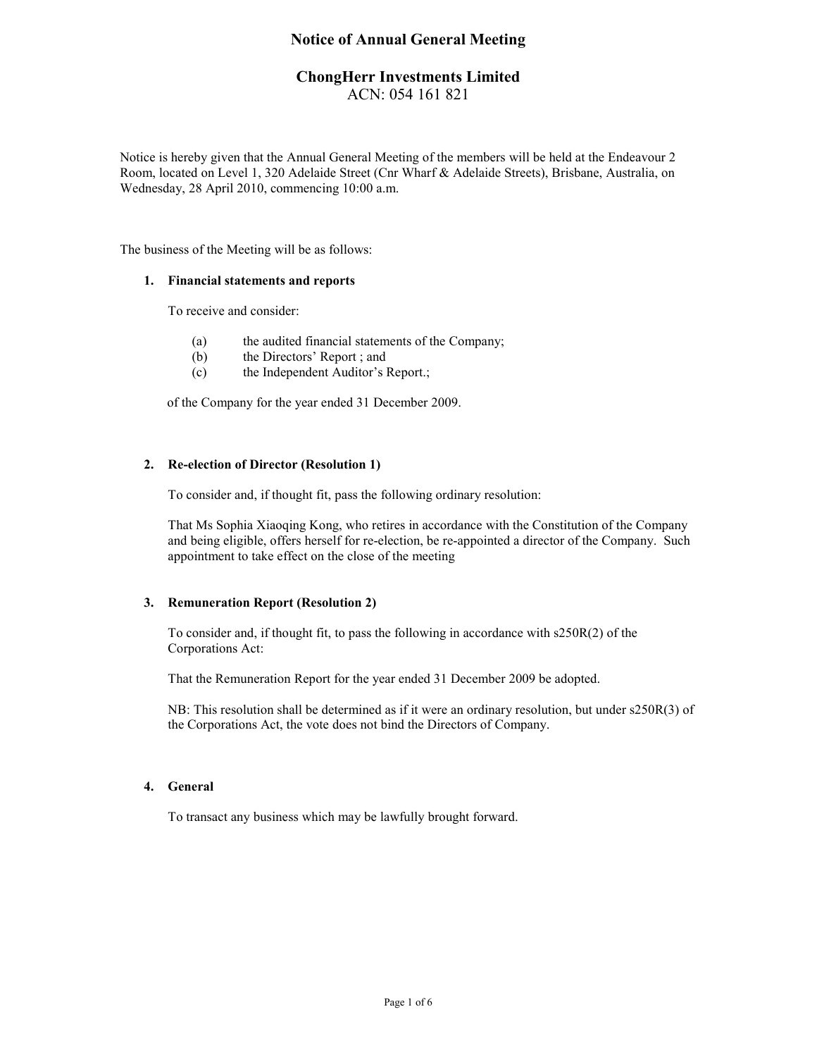# Notice of Annual General Meeting

## ChongHerr Investments Limited

ACN: 054 161 821

Notice is hereby given that the Annual General Meeting of the members will be held at the Endeavour 2 Room, located on Level 1, 320 Adelaide Street (Cnr Wharf & Adelaide Streets), Brisbane, Australia, on Wednesday, 28 April 2010, commencing 10:00 a.m.

The business of the Meeting will be as follows:

**1. Financial statements and reports**

To receive and consider:

(a) the audited financial statements of the Company;
(b) the Directors' Report ; and
(c) the Independent Auditor's Report.;

of the Company for the year ended 31 December 2009.

**2. Re-election of Director (Resolution 1)**

To consider and, if thought fit, pass the following ordinary resolution:

That Ms Sophia Xiaoqing Kong, who retires in accordance with the Constitution of the Company and being eligible, offers herself for re-election, be re-appointed a director of the Company. Such appointment to take effect on the close of the meeting

**3. Remuneration Report (Resolution 2)**

To consider and, if thought fit, to pass the following in accordance with s250R(2) of the Corporations Act:

That the Remuneration Report for the year ended 31 December 2009 be adopted.

NB: This resolution shall be determined as if it were an ordinary resolution, but under s250R(3) of the Corporations Act, the vote does not bind the Directors of Company.

**4. General**

To transact any business which may be lawfully brought forward.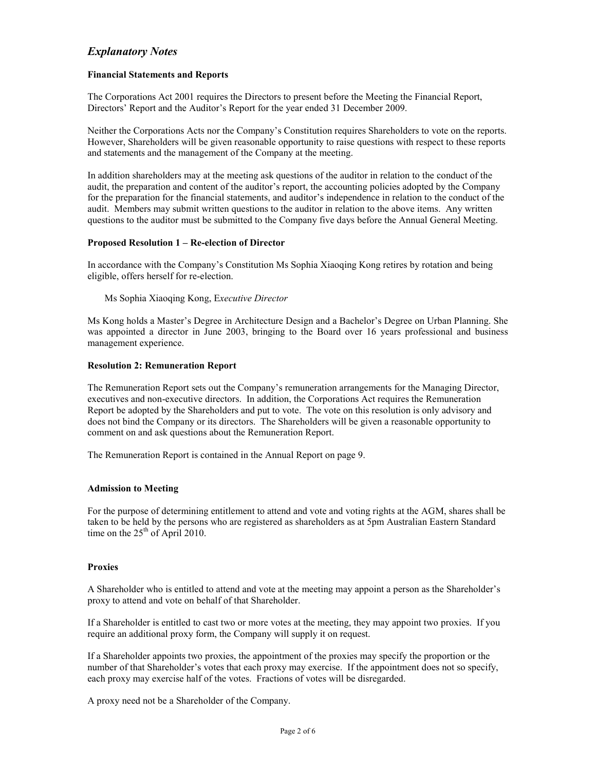## *Explanatory Notes*

**Financial Statements and Reports**

The Corporations Act 2001 requires the Directors to present before the Meeting the Financial Report, Directors' Report and the Auditor's Report for the year ended 31 December 2009.

Neither the Corporations Acts nor the Company's Constitution requires Shareholders to vote on the reports. However, Shareholders will be given reasonable opportunity to raise questions with respect to these reports and statements and the management of the Company at the meeting.

In addition shareholders may at the meeting ask questions of the auditor in relation to the conduct of the audit, the preparation and content of the auditor's report, the accounting policies adopted by the Company for the preparation for the financial statements, and auditor's independence in relation to the conduct of the audit. Members may submit written questions to the auditor in relation to the above items. Any written questions to the auditor must be submitted to the Company five days before the Annual General Meeting.

**Proposed Resolution 1 – Re-election of Director**

In accordance with the Company's Constitution Ms Sophia Xiaoqing Kong retires by rotation and being eligible, offers herself for re-election.

Ms Sophia Xiaoqing Kong, E*xecutive Director*

Ms Kong holds a Master's Degree in Architecture Design and a Bachelor's Degree on Urban Planning. She was appointed a director in June 2003, bringing to the Board over 16 years professional and business management experience.

**Resolution 2: Remuneration Report**

The Remuneration Report sets out the Company's remuneration arrangements for the Managing Director, executives and non-executive directors. In addition, the Corporations Act requires the Remuneration Report be adopted by the Shareholders and put to vote. The vote on this resolution is only advisory and does not bind the Company or its directors. The Shareholders will be given a reasonable opportunity to comment on and ask questions about the Remuneration Report.

The Remuneration Report is contained in the Annual Report on page 9.

**Admission to Meeting**

For the purpose of determining entitlement to attend and vote and voting rights at the AGM, shares shall be taken to be held by the persons who are registered as shareholders as at 5pm Australian Eastern Standard time on the 25th of April 2010.

**Proxies**

A Shareholder who is entitled to attend and vote at the meeting may appoint a person as the Shareholder's proxy to attend and vote on behalf of that Shareholder.

If a Shareholder is entitled to cast two or more votes at the meeting, they may appoint two proxies. If you require an additional proxy form, the Company will supply it on request.

If a Shareholder appoints two proxies, the appointment of the proxies may specify the proportion or the number of that Shareholder's votes that each proxy may exercise. If the appointment does not so specify, each proxy may exercise half of the votes. Fractions of votes will be disregarded.

A proxy need not be a Shareholder of the Company.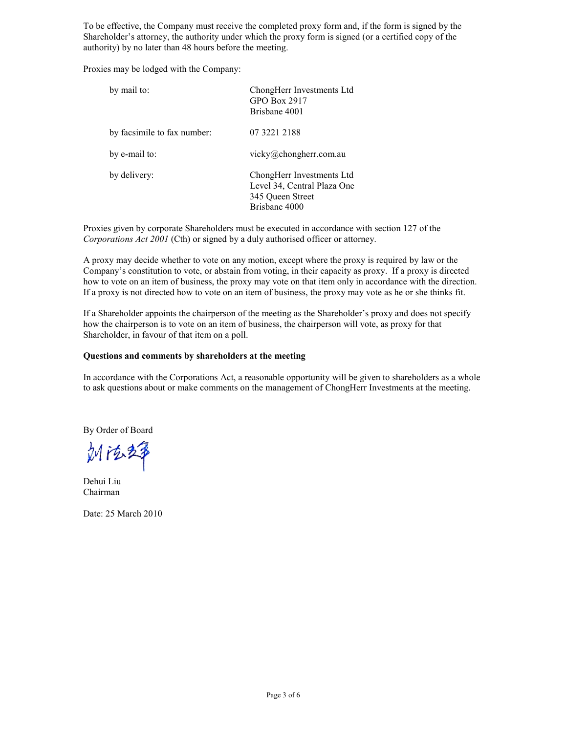To be effective, the Company must receive the completed proxy form and, if the form is signed by the Shareholder's attorney, the authority under which the proxy form is signed (or a certified copy of the authority) by no later than 48 hours before the meeting.

Proxies may be lodged with the Company:

| | |
|---|---|
| by mail to: | ChongHerr Investments Ltd<br>GPO Box 2917<br>Brisbane 4001 |
| by facsimile to fax number: | 07 3221 2188 |
| by e-mail to: | vicky@chongherr.com.au |
| by delivery: | ChongHerr Investments Ltd<br>Level 34, Central Plaza One<br>345 Queen Street<br>Brisbane 4000 |

Proxies given by corporate Shareholders must be executed in accordance with section 127 of the *Corporations Act 2001* (Cth) or signed by a duly authorised officer or attorney.

A proxy may decide whether to vote on any motion, except where the proxy is required by law or the Company's constitution to vote, or abstain from voting, in their capacity as proxy. If a proxy is directed how to vote on an item of business, the proxy may vote on that item only in accordance with the direction. If a proxy is not directed how to vote on an item of business, the proxy may vote as he or she thinks fit.

If a Shareholder appoints the chairperson of the meeting as the Shareholder's proxy and does not specify how the chairperson is to vote on an item of business, the chairperson will vote, as proxy for that Shareholder, in favour of that item on a poll.

**Questions and comments by shareholders at the meeting**

In accordance with the Corporations Act, a reasonable opportunity will be given to shareholders as a whole to ask questions about or make comments on the management of ChongHerr Investments at the meeting.

By Order of Board

Dehui Liu
Chairman

Date: 25 March 2010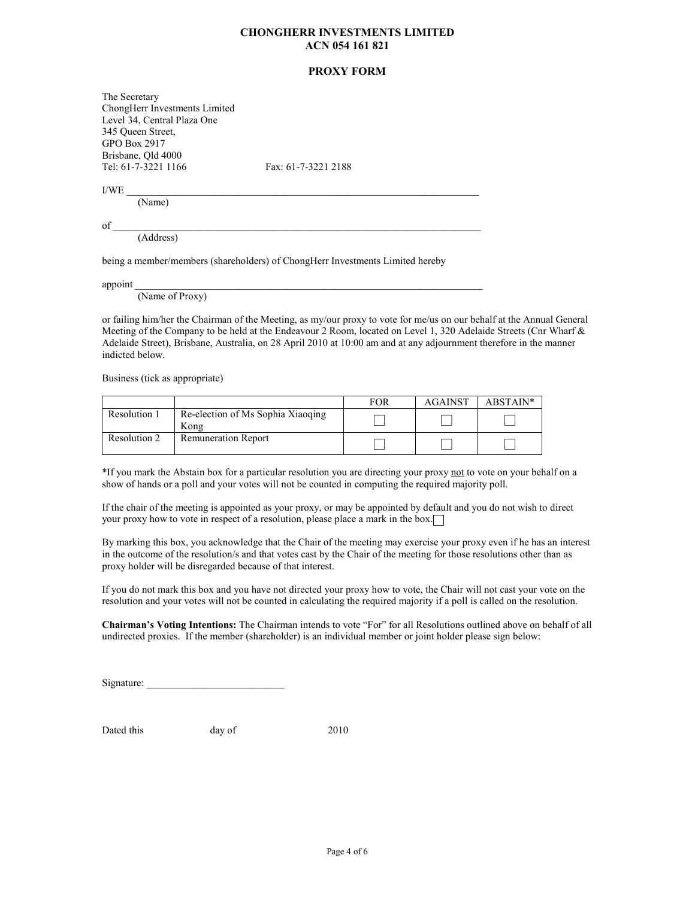# CHONGHERR INVESTMENTS LIMITED
# ACN 054 161 821

## PROXY FORM

The Secretary
ChongHerr Investments Limited
Level 34, Central Plaza One
345 Queen Street,
GPO Box 2917
Brisbane, Qld 4000
Tel: 61-7-3221 1166 Fax: 61-7-3221 2188

I/WE ______________________________________________________________________
(Name)

of ________________________________________________________________________
(Address)

being a member/members (shareholders) of ChongHerr Investments Limited hereby

appoint ___________________________________________________________________
(Name of Proxy)

or failing him/her the Chairman of the Meeting, as my/our proxy to vote for me/us on our behalf at the Annual General Meeting of the Company to be held at the Endeavour 2 Room, located on Level 1, 320 Adelaide Streets (Cnr Wharf & Adelaide Street), Brisbane, Australia, on 28 April 2010 at 10:00 am and at any adjournment therefore in the manner indicted below.

Business (tick as appropriate)

| | | FOR | AGAINST | ABSTAIN* |
|---|---|---|---|---|
| Resolution 1 | Re-election of Ms Sophia Xiaoqing Kong | ☐ | ☐ | ☐ |
| Resolution 2 | Remuneration Report | ☐ | ☐ | ☐ |

*If you mark the Abstain box for a particular resolution you are directing your proxy not to vote on your behalf on a show of hands or a poll and your votes will not be counted in computing the required majority poll.

If the chair of the meeting is appointed as your proxy, or may be appointed by default and you do not wish to direct your proxy how to vote in respect of a resolution, please place a mark in the box. ☐

By marking this box, you acknowledge that the Chair of the meeting may exercise your proxy even if he has an interest in the outcome of the resolution/s and that votes cast by the Chair of the meeting for those resolutions other than as proxy holder will be disregarded because of that interest.

If you do not mark this box and you have not directed your proxy how to vote, the Chair will not cast your vote on the resolution and your votes will not be counted in calculating the required majority if a poll is called on the resolution.

**Chairman's Voting Intentions:** The Chairman intends to vote "For" for all Resolutions outlined above on behalf of all undirected proxies. If the member (shareholder) is an individual member or joint holder please sign below:

Signature: ___________________________

Dated this day of 2010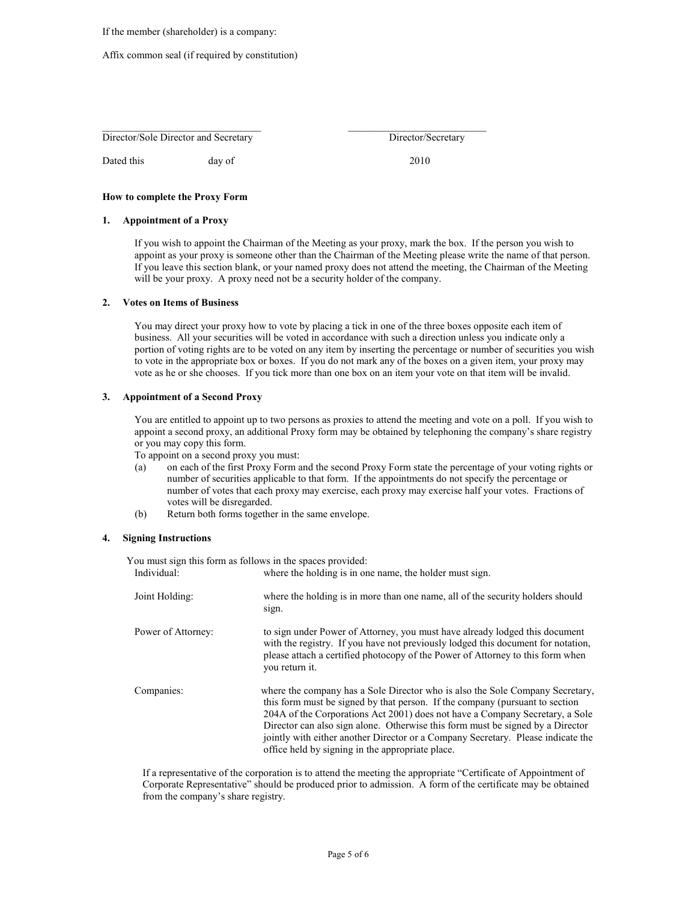If the member (shareholder) is a company:

Affix common seal (if required by constitution)

| ______________________________ | ______________________________ |
|---|---|
| Director/Sole Director and Secretary | Director/Secretary |

Dated this day of 2010

**How to complete the Proxy Form**

**1. Appointment of a Proxy**

If you wish to appoint the Chairman of the Meeting as your proxy, mark the box. If the person you wish to appoint as your proxy is someone other than the Chairman of the Meeting please write the name of that person. If you leave this section blank, or your named proxy does not attend the meeting, the Chairman of the Meeting will be your proxy. A proxy need not be a security holder of the company.

**2. Votes on Items of Business**

You may direct your proxy how to vote by placing a tick in one of the three boxes opposite each item of business. All your securities will be voted in accordance with such a direction unless you indicate only a portion of voting rights are to be voted on any item by inserting the percentage or number of securities you wish to vote in the appropriate box or boxes. If you do not mark any of the boxes on a given item, your proxy may vote as he or she chooses. If you tick more than one box on an item your vote on that item will be invalid.

**3. Appointment of a Second Proxy**

You are entitled to appoint up to two persons as proxies to attend the meeting and vote on a poll. If you wish to appoint a second proxy, an additional Proxy form may be obtained by telephoning the company's share registry or you may copy this form.

To appoint on a second proxy you must:

(a) on each of the first Proxy Form and the second Proxy Form state the percentage of your voting rights or number of securities applicable to that form. If the appointments do not specify the percentage or number of votes that each proxy may exercise, each proxy may exercise half your votes. Fractions of votes will be disregarded.

(b) Return both forms together in the same envelope.

**4. Signing Instructions**

You must sign this form as follows in the spaces provided:

| | |
|---|---|
| Individual: | where the holding is in one name, the holder must sign. |
| Joint Holding: | where the holding is in more than one name, all of the security holders should sign. |
| Power of Attorney: | to sign under Power of Attorney, you must have already lodged this document with the registry. If you have not previously lodged this document for notation, please attach a certified photocopy of the Power of Attorney to this form when you return it. |
| Companies: | where the company has a Sole Director who is also the Sole Company Secretary, this form must be signed by that person. If the company (pursuant to section 204A of the Corporations Act 2001) does not have a Company Secretary, a Sole Director can also sign alone. Otherwise this form must be signed by a Director jointly with either another Director or a Company Secretary. Please indicate the office held by signing in the appropriate place. |

If a representative of the corporation is to attend the meeting the appropriate "Certificate of Appointment of Corporate Representative" should be produced prior to admission. A form of the certificate may be obtained from the company's share registry.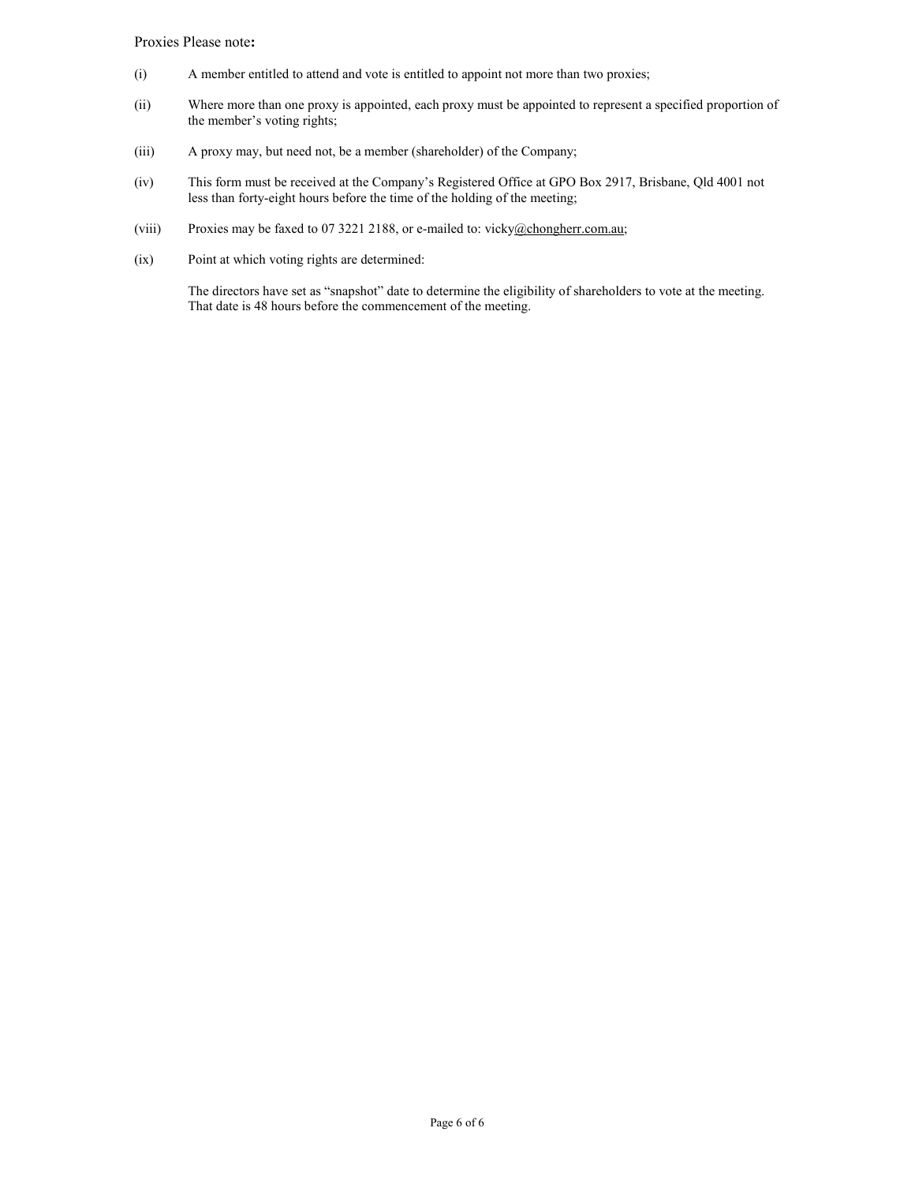Proxies Please note**:**

(i) A member entitled to attend and vote is entitled to appoint not more than two proxies;

(ii) Where more than one proxy is appointed, each proxy must be appointed to represent a specified proportion of the member's voting rights;

(iii) A proxy may, but need not, be a member (shareholder) of the Company;

(iv) This form must be received at the Company's Registered Office at GPO Box 2917, Brisbane, Qld 4001 not less than forty-eight hours before the time of the holding of the meeting;

(viii) Proxies may be faxed to 07 3221 2188, or e-mailed to: vicky@chongherr.com.au;

(ix) Point at which voting rights are determined:

The directors have set as "snapshot" date to determine the eligibility of shareholders to vote at the meeting. That date is 48 hours before the commencement of the meeting.